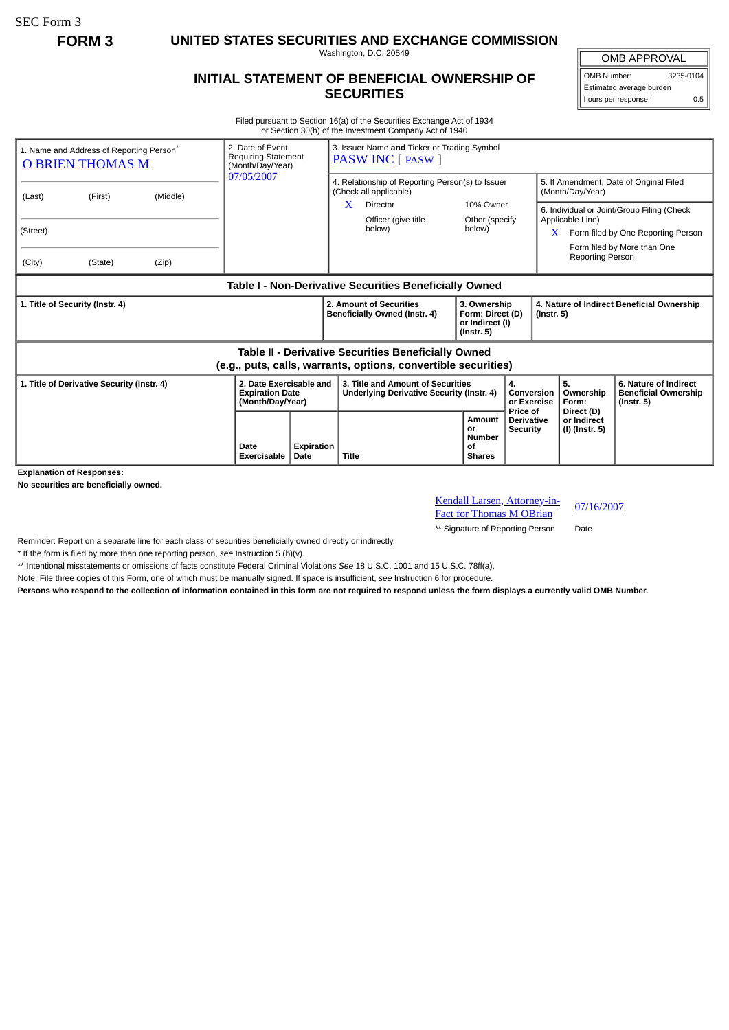SEC Form 3

**FORM 3**

# UNITED STATES SECURITIES AND EXCHANGE COMMISSION

Washington, D.C. 20549

## INITIAL STATEMENT OF BENEFICIAL OWNERSHIP OF SECURITIES

| OMB APPROVAL | |
|---|---|
| OMB Number: | 3235-0104 |
| Estimated average burden | |
| hours per response: | 0.5 |

Filed pursuant to Section 16(a) of the Securities Exchange Act of 1934
or Section 30(h) of the Investment Company Act of 1940

| 1. Name and Address of Reporting Person* | 2. Date of Event Requiring Statement (Month/Day/Year) | 3. Issuer Name **and** Ticker or Trading Symbol |
|---|---|---|
| O BRIEN THOMAS M | 07/05/2007 | PASW INC [ PASW ] |
| (Last) (First) (Middle) | | 4. Relationship of Reporting Person(s) to Issuer (Check all applicable): X Director; 10% Owner; Officer (give title below); Other (specify below) |
| (Street) | | 5. If Amendment, Date of Original Filed (Month/Day/Year) |
| (City) (State) (Zip) | | 6. Individual or Joint/Group Filing (Check Applicable Line): X Form filed by One Reporting Person; Form filed by More than One Reporting Person |

**Table I - Non-Derivative Securities Beneficially Owned**

| 1. Title of Security (Instr. 4) | 2. Amount of Securities Beneficially Owned (Instr. 4) | 3. Ownership Form: Direct (D) or Indirect (I) (Instr. 5) | 4. Nature of Indirect Beneficial Ownership (Instr. 5) |
|---|---|---|---|

**Table II - Derivative Securities Beneficially Owned (e.g., puts, calls, warrants, options, convertible securities)**

| 1. Title of Derivative Security (Instr. 4) | 2. Date Exercisable and Expiration Date (Month/Day/Year) | | 3. Title and Amount of Securities Underlying Derivative Security (Instr. 4) | | 4. Conversion or Exercise Price of Derivative Security | 5. Ownership Form: Direct (D) or Indirect (I) (Instr. 5) | 6. Nature of Indirect Beneficial Ownership (Instr. 5) |
|---|---|---|---|---|---|---|---|
| | Date Exercisable | Expiration Date | Title | Amount or Number of Shares | | | |

**Explanation of Responses:**

**No securities are beneficially owned.**

| Kendall Larsen, Attorney-in-Fact for Thomas M OBrian | 07/16/2007 |
|---|---|
| ** Signature of Reporting Person | Date |

Reminder: Report on a separate line for each class of securities beneficially owned directly or indirectly.

\* If the form is filed by more than one reporting person, *see* Instruction 5 (b)(v).

** Intentional misstatements or omissions of facts constitute Federal Criminal Violations *See* 18 U.S.C. 1001 and 15 U.S.C. 78ff(a).

Note: File three copies of this Form, one of which must be manually signed. If space is insufficient, *see* Instruction 6 for procedure.

**Persons who respond to the collection of information contained in this form are not required to respond unless the form displays a currently valid OMB Number.**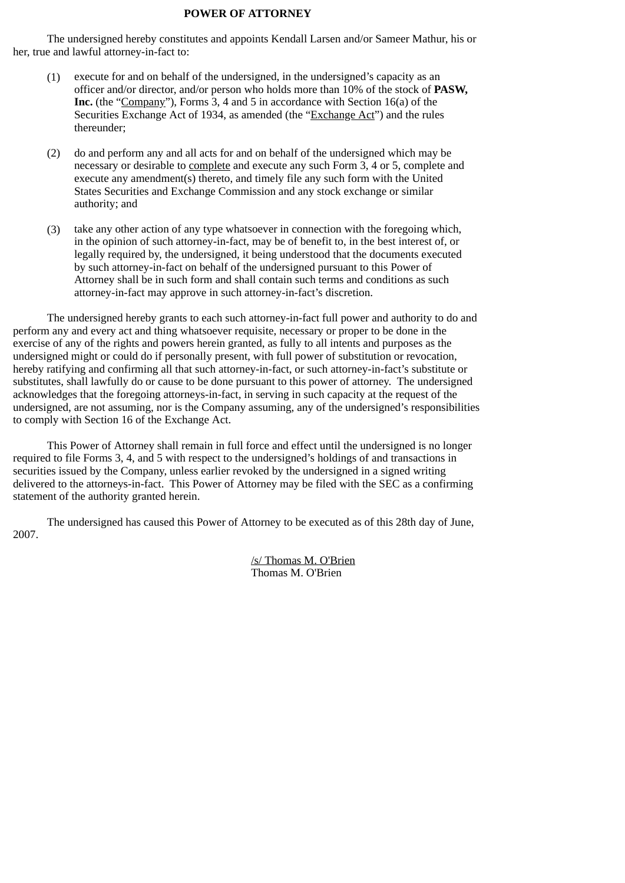**POWER OF ATTORNEY**

The undersigned hereby constitutes and appoints Kendall Larsen and/or Sameer Mathur, his or her, true and lawful attorney-in-fact to:

(1) execute for and on behalf of the undersigned, in the undersigned's capacity as an officer and/or director, and/or person who holds more than 10% of the stock of **PASW, Inc.** (the "Company"), Forms 3, 4 and 5 in accordance with Section 16(a) of the Securities Exchange Act of 1934, as amended (the "Exchange Act") and the rules thereunder;

(2) do and perform any and all acts for and on behalf of the undersigned which may be necessary or desirable to complete and execute any such Form 3, 4 or 5, complete and execute any amendment(s) thereto, and timely file any such form with the United States Securities and Exchange Commission and any stock exchange or similar authority; and

(3) take any other action of any type whatsoever in connection with the foregoing which, in the opinion of such attorney-in-fact, may be of benefit to, in the best interest of, or legally required by, the undersigned, it being understood that the documents executed by such attorney-in-fact on behalf of the undersigned pursuant to this Power of Attorney shall be in such form and shall contain such terms and conditions as such attorney-in-fact may approve in such attorney-in-fact's discretion.

The undersigned hereby grants to each such attorney-in-fact full power and authority to do and perform any and every act and thing whatsoever requisite, necessary or proper to be done in the exercise of any of the rights and powers herein granted, as fully to all intents and purposes as the undersigned might or could do if personally present, with full power of substitution or revocation, hereby ratifying and confirming all that such attorney-in-fact, or such attorney-in-fact's substitute or substitutes, shall lawfully do or cause to be done pursuant to this power of attorney. The undersigned acknowledges that the foregoing attorneys-in-fact, in serving in such capacity at the request of the undersigned, are not assuming, nor is the Company assuming, any of the undersigned's responsibilities to comply with Section 16 of the Exchange Act.

This Power of Attorney shall remain in full force and effect until the undersigned is no longer required to file Forms 3, 4, and 5 with respect to the undersigned's holdings of and transactions in securities issued by the Company, unless earlier revoked by the undersigned in a signed writing delivered to the attorneys-in-fact. This Power of Attorney may be filed with the SEC as a confirming statement of the authority granted herein.

The undersigned has caused this Power of Attorney to be executed as of this 28th day of June, 2007.

/s/ Thomas M. O'Brien
Thomas M. O'Brien